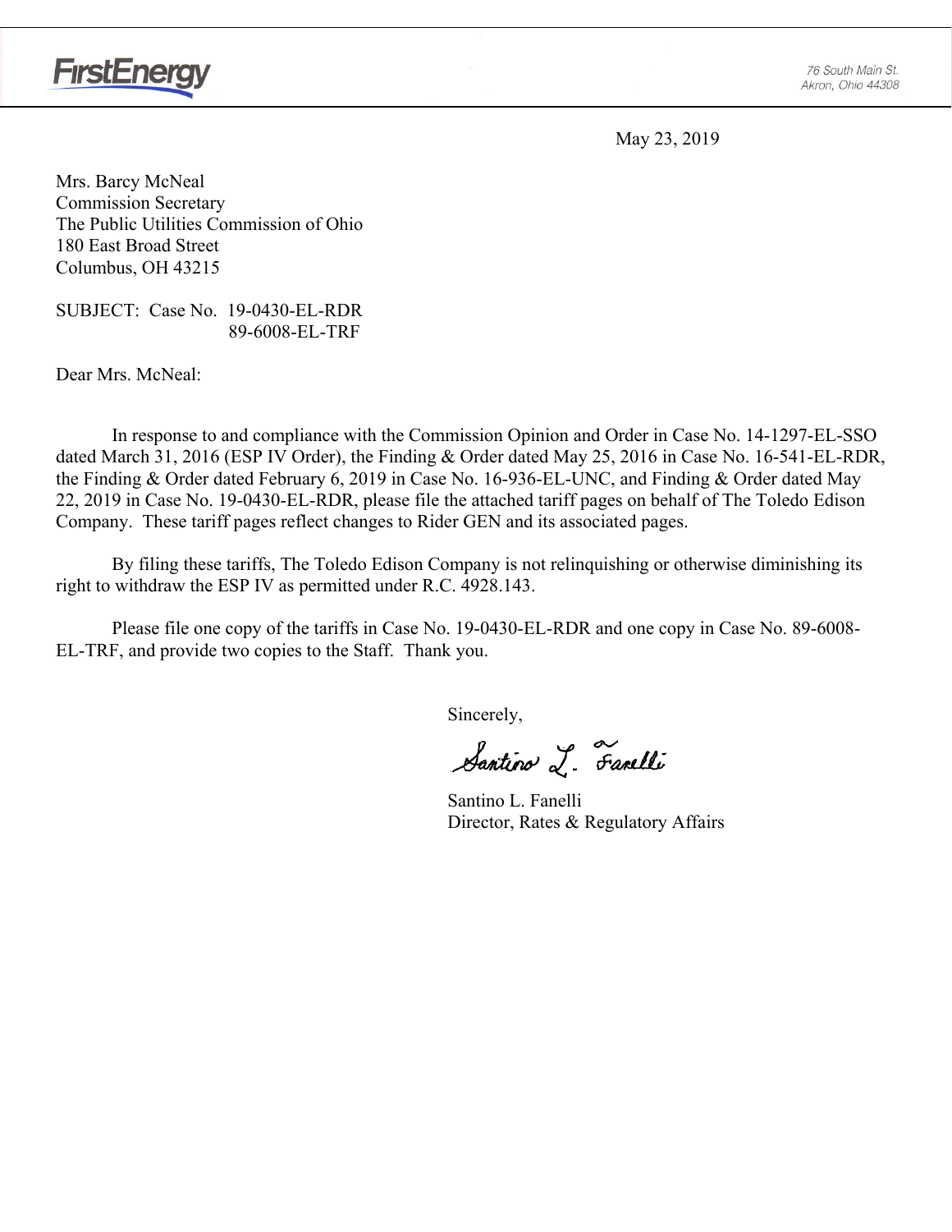FirstEnergy

76 South Main St.
Akron, Ohio 44308

May 23, 2019

Mrs. Barcy McNeal
Commission Secretary
The Public Utilities Commission of Ohio
180 East Broad Street
Columbus, OH 43215

SUBJECT: Case No. 19-0430-EL-RDR
89-6008-EL-TRF

Dear Mrs. McNeal:

In response to and compliance with the Commission Opinion and Order in Case No. 14-1297-EL-SSO dated March 31, 2016 (ESP IV Order), the Finding & Order dated May 25, 2016 in Case No. 16-541-EL-RDR, the Finding & Order dated February 6, 2019 in Case No. 16-936-EL-UNC, and Finding & Order dated May 22, 2019 in Case No. 19-0430-EL-RDR, please file the attached tariff pages on behalf of The Toledo Edison Company. These tariff pages reflect changes to Rider GEN and its associated pages.

By filing these tariffs, The Toledo Edison Company is not relinquishing or otherwise diminishing its right to withdraw the ESP IV as permitted under R.C. 4928.143.

Please file one copy of the tariffs in Case No. 19-0430-EL-RDR and one copy in Case No. 89-6008-EL-TRF, and provide two copies to the Staff. Thank you.

Sincerely,

Santino L. Fanelli

Santino L. Fanelli
Director, Rates & Regulatory Affairs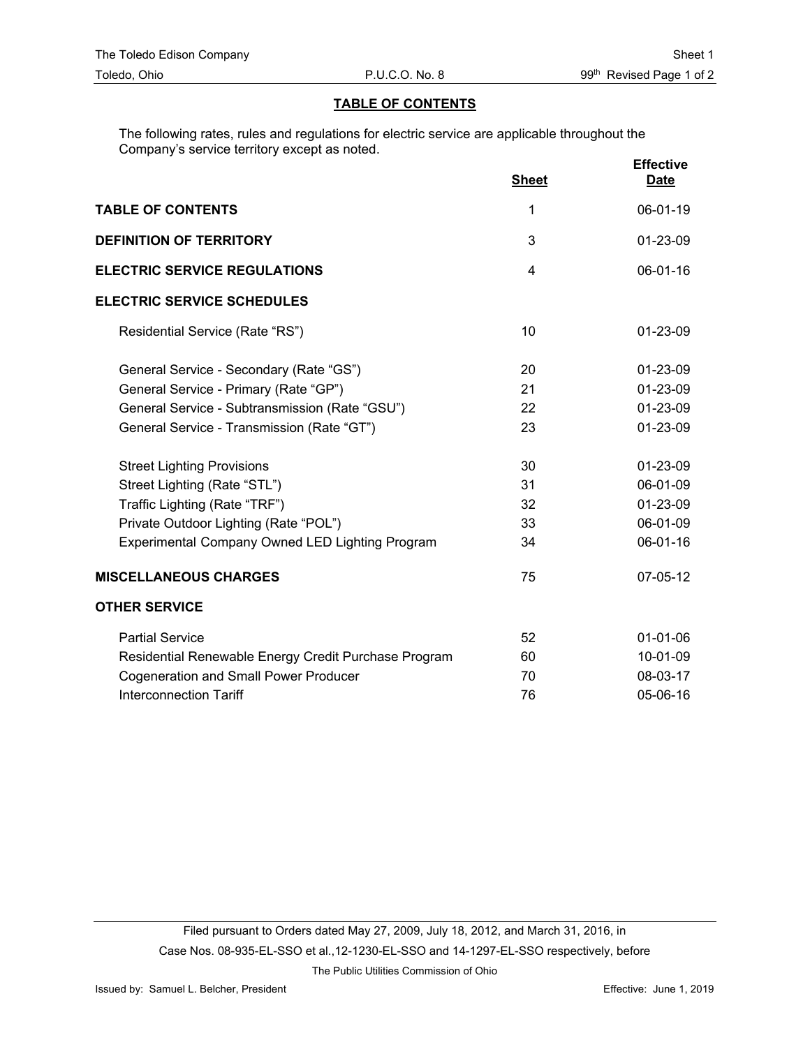## TABLE OF CONTENTS

The following rates, rules and regulations for electric service are applicable throughout the Company's service territory except as noted.

| | Sheet | Effective Date |
|---|---|---|
| **TABLE OF CONTENTS** | 1 | 06-01-19 |
| **DEFINITION OF TERRITORY** | 3 | 01-23-09 |
| **ELECTRIC SERVICE REGULATIONS** | 4 | 06-01-16 |
| **ELECTRIC SERVICE SCHEDULES** | | |
| Residential Service (Rate "RS") | 10 | 01-23-09 |
| General Service - Secondary (Rate "GS") | 20 | 01-23-09 |
| General Service - Primary (Rate "GP") | 21 | 01-23-09 |
| General Service - Subtransmission (Rate "GSU") | 22 | 01-23-09 |
| General Service - Transmission (Rate "GT") | 23 | 01-23-09 |
| Street Lighting Provisions | 30 | 01-23-09 |
| Street Lighting (Rate "STL") | 31 | 06-01-09 |
| Traffic Lighting (Rate "TRF") | 32 | 01-23-09 |
| Private Outdoor Lighting (Rate "POL") | 33 | 06-01-09 |
| Experimental Company Owned LED Lighting Program | 34 | 06-01-16 |
| **MISCELLANEOUS CHARGES** | 75 | 07-05-12 |
| **OTHER SERVICE** | | |
| Partial Service | 52 | 01-01-06 |
| Residential Renewable Energy Credit Purchase Program | 60 | 10-01-09 |
| Cogeneration and Small Power Producer | 70 | 08-03-17 |
| Interconnection Tariff | 76 | 05-06-16 |

Filed pursuant to Orders dated May 27, 2009, July 18, 2012, and March 31, 2016, in Case Nos. 08-935-EL-SSO et al.,12-1230-EL-SSO and 14-1297-EL-SSO respectively, before The Public Utilities Commission of Ohio

Issued by: Samuel L. Belcher, President

Effective: June 1, 2019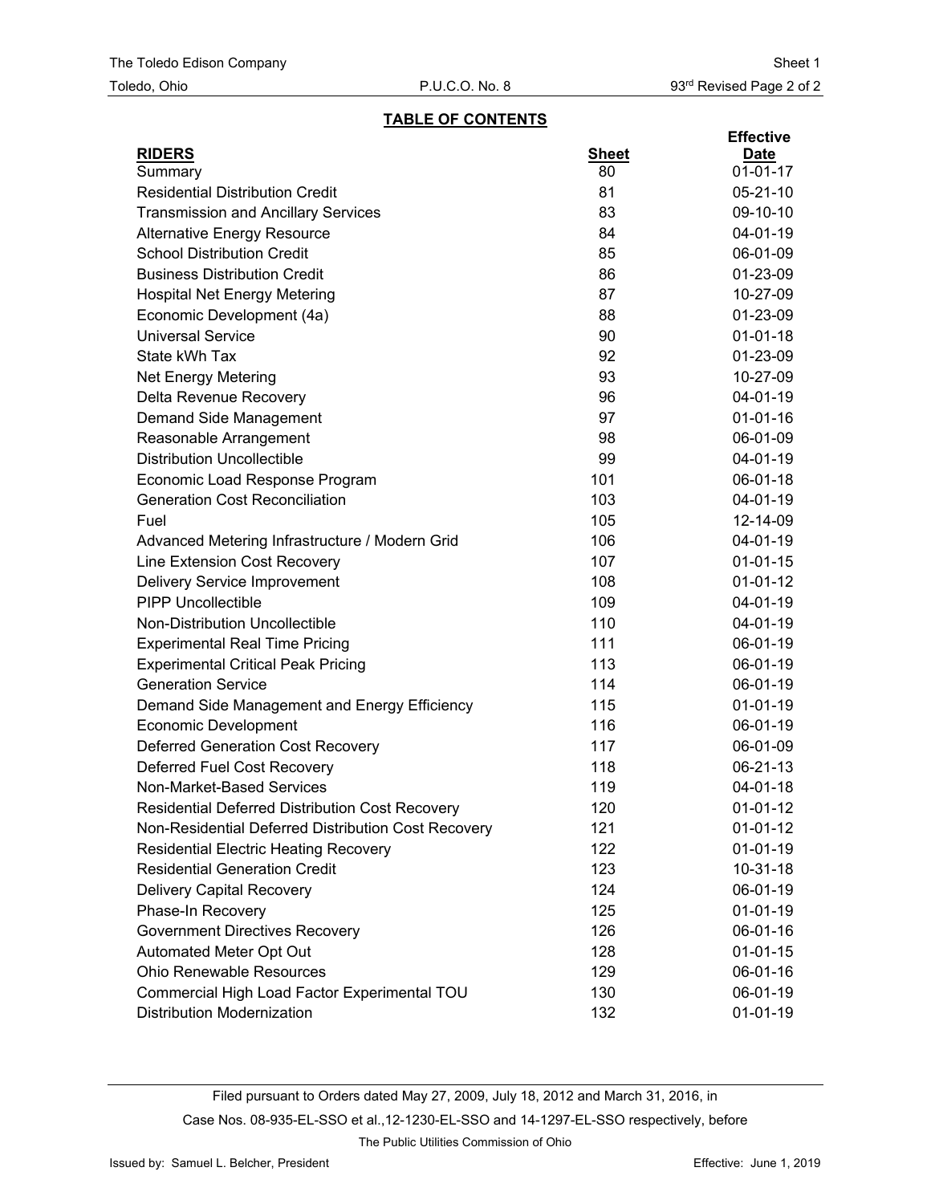## TABLE OF CONTENTS

| RIDERS | Sheet | Effective Date |
|---|---|---|
| Summary | 80 | 01-01-17 |
| Residential Distribution Credit | 81 | 05-21-10 |
| Transmission and Ancillary Services | 83 | 09-10-10 |
| Alternative Energy Resource | 84 | 04-01-19 |
| School Distribution Credit | 85 | 06-01-09 |
| Business Distribution Credit | 86 | 01-23-09 |
| Hospital Net Energy Metering | 87 | 10-27-09 |
| Economic Development (4a) | 88 | 01-23-09 |
| Universal Service | 90 | 01-01-18 |
| State kWh Tax | 92 | 01-23-09 |
| Net Energy Metering | 93 | 10-27-09 |
| Delta Revenue Recovery | 96 | 04-01-19 |
| Demand Side Management | 97 | 01-01-16 |
| Reasonable Arrangement | 98 | 06-01-09 |
| Distribution Uncollectible | 99 | 04-01-19 |
| Economic Load Response Program | 101 | 06-01-18 |
| Generation Cost Reconciliation | 103 | 04-01-19 |
| Fuel | 105 | 12-14-09 |
| Advanced Metering Infrastructure / Modern Grid | 106 | 04-01-19 |
| Line Extension Cost Recovery | 107 | 01-01-15 |
| Delivery Service Improvement | 108 | 01-01-12 |
| PIPP Uncollectible | 109 | 04-01-19 |
| Non-Distribution Uncollectible | 110 | 04-01-19 |
| Experimental Real Time Pricing | 111 | 06-01-19 |
| Experimental Critical Peak Pricing | 113 | 06-01-19 |
| Generation Service | 114 | 06-01-19 |
| Demand Side Management and Energy Efficiency | 115 | 01-01-19 |
| Economic Development | 116 | 06-01-19 |
| Deferred Generation Cost Recovery | 117 | 06-01-09 |
| Deferred Fuel Cost Recovery | 118 | 06-21-13 |
| Non-Market-Based Services | 119 | 04-01-18 |
| Residential Deferred Distribution Cost Recovery | 120 | 01-01-12 |
| Non-Residential Deferred Distribution Cost Recovery | 121 | 01-01-12 |
| Residential Electric Heating Recovery | 122 | 01-01-19 |
| Residential Generation Credit | 123 | 10-31-18 |
| Delivery Capital Recovery | 124 | 06-01-19 |
| Phase-In Recovery | 125 | 01-01-19 |
| Government Directives Recovery | 126 | 06-01-16 |
| Automated Meter Opt Out | 128 | 01-01-15 |
| Ohio Renewable Resources | 129 | 06-01-16 |
| Commercial High Load Factor Experimental TOU | 130 | 06-01-19 |
| Distribution Modernization | 132 | 01-01-19 |

Filed pursuant to Orders dated May 27, 2009, July 18, 2012 and March 31, 2016, in Case Nos. 08-935-EL-SSO et al.,12-1230-EL-SSO and 14-1297-EL-SSO respectively, before The Public Utilities Commission of Ohio

Issued by: Samuel L. Belcher, President

Effective: June 1, 2019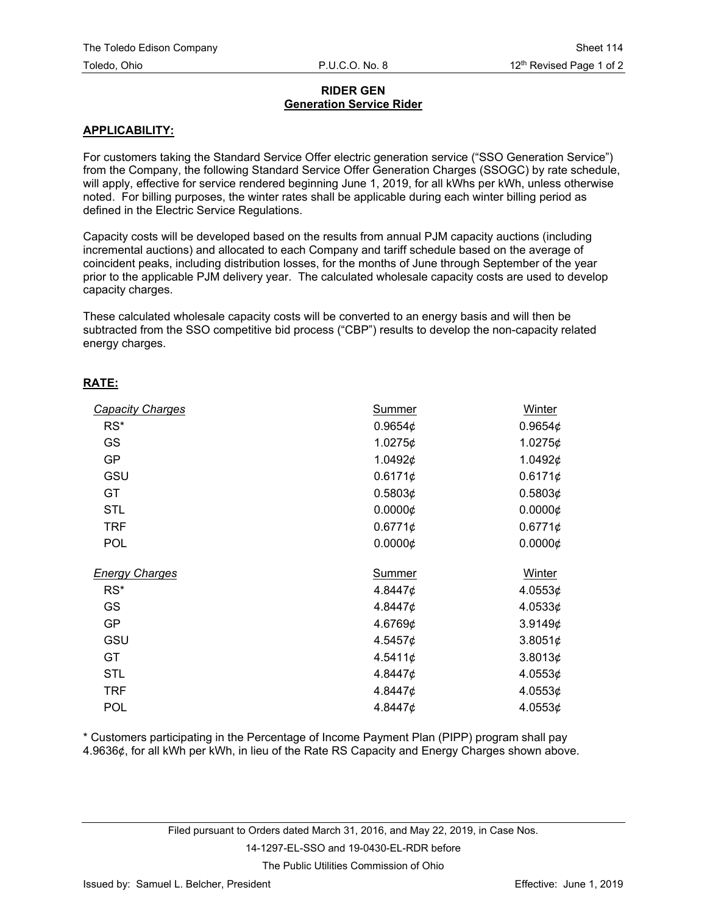## RIDER GEN
## Generation Service Rider

**APPLICABILITY:**

For customers taking the Standard Service Offer electric generation service ("SSO Generation Service") from the Company, the following Standard Service Offer Generation Charges (SSOGC) by rate schedule, will apply, effective for service rendered beginning June 1, 2019, for all kWhs per kWh, unless otherwise noted. For billing purposes, the winter rates shall be applicable during each winter billing period as defined in the Electric Service Regulations.

Capacity costs will be developed based on the results from annual PJM capacity auctions (including incremental auctions) and allocated to each Company and tariff schedule based on the average of coincident peaks, including distribution losses, for the months of June through September of the year prior to the applicable PJM delivery year. The calculated wholesale capacity costs are used to develop capacity charges.

These calculated wholesale capacity costs will be converted to an energy basis and will then be subtracted from the SSO competitive bid process ("CBP") results to develop the non-capacity related energy charges.

**RATE:**

| *Capacity Charges* | Summer | Winter |
|---|---|---|
| RS* | 0.9654¢ | 0.9654¢ |
| GS | 1.0275¢ | 1.0275¢ |
| GP | 1.0492¢ | 1.0492¢ |
| GSU | 0.6171¢ | 0.6171¢ |
| GT | 0.5803¢ | 0.5803¢ |
| STL | 0.0000¢ | 0.0000¢ |
| TRF | 0.6771¢ | 0.6771¢ |
| POL | 0.0000¢ | 0.0000¢ |

| *Energy Charges* | Summer | Winter |
|---|---|---|
| RS* | 4.8447¢ | 4.0553¢ |
| GS | 4.8447¢ | 4.0533¢ |
| GP | 4.6769¢ | 3.9149¢ |
| GSU | 4.5457¢ | 3.8051¢ |
| GT | 4.5411¢ | 3.8013¢ |
| STL | 4.8447¢ | 4.0553¢ |
| TRF | 4.8447¢ | 4.0553¢ |
| POL | 4.8447¢ | 4.0553¢ |

\* Customers participating in the Percentage of Income Payment Plan (PIPP) program shall pay 4.9636¢, for all kWh per kWh, in lieu of the Rate RS Capacity and Energy Charges shown above.

Filed pursuant to Orders dated March 31, 2016, and May 22, 2019, in Case Nos. 14-1297-EL-SSO and 19-0430-EL-RDR before The Public Utilities Commission of Ohio

Issued by: Samuel L. Belcher, President — Effective: June 1, 2019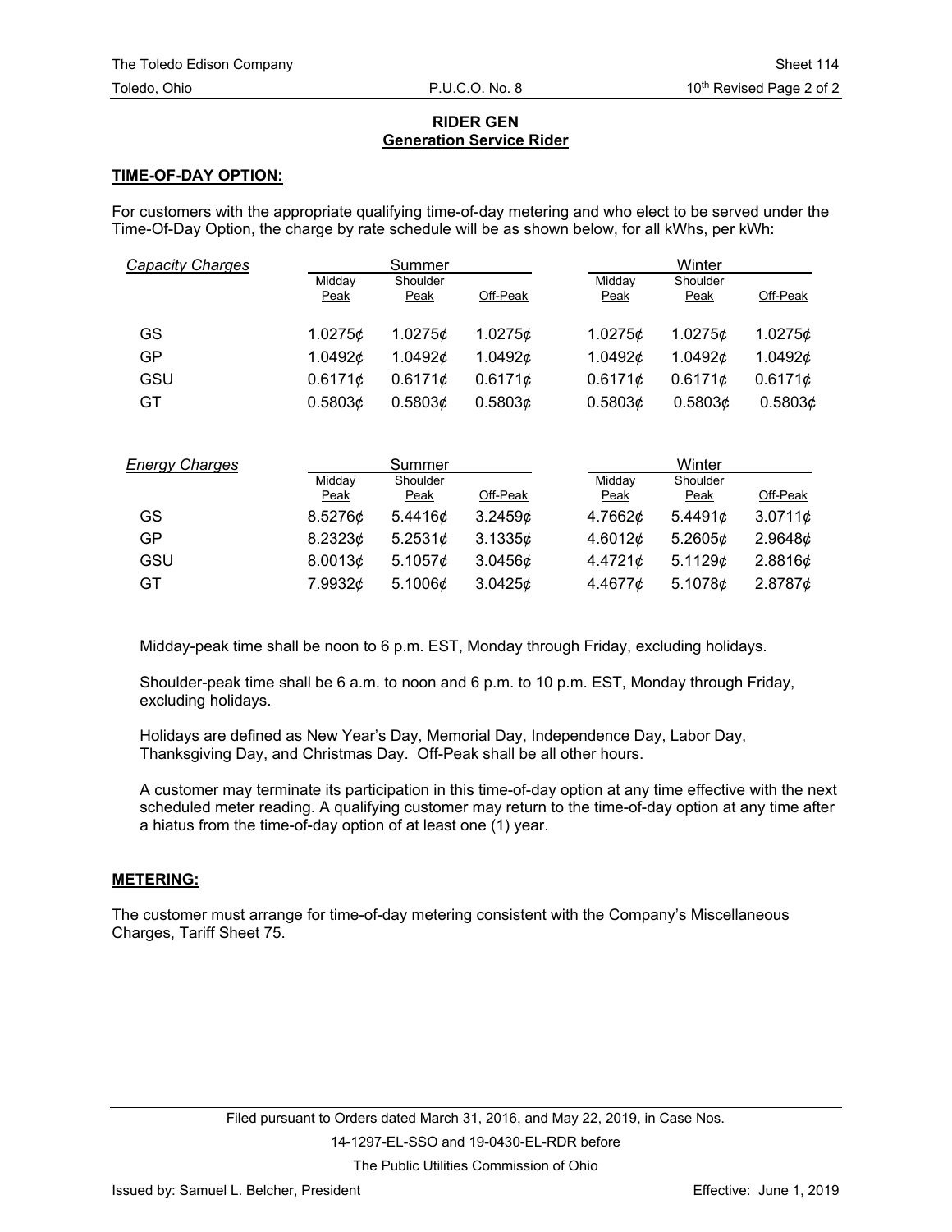## RIDER GEN
### Generation Service Rider

**TIME-OF-DAY OPTION:**

For customers with the appropriate qualifying time-of-day metering and who elect to be served under the Time-Of-Day Option, the charge by rate schedule will be as shown below, for all kWhs, per kWh:

| *Capacity Charges* | Summer | | | Winter | | |
|---|---|---|---|---|---|---|
| | Midday Peak | Shoulder Peak | Off-Peak | Midday Peak | Shoulder Peak | Off-Peak |
| GS | 1.0275¢ | 1.0275¢ | 1.0275¢ | 1.0275¢ | 1.0275¢ | 1.0275¢ |
| GP | 1.0492¢ | 1.0492¢ | 1.0492¢ | 1.0492¢ | 1.0492¢ | 1.0492¢ |
| GSU | 0.6171¢ | 0.6171¢ | 0.6171¢ | 0.6171¢ | 0.6171¢ | 0.6171¢ |
| GT | 0.5803¢ | 0.5803¢ | 0.5803¢ | 0.5803¢ | 0.5803¢ | 0.5803¢ |

| *Energy Charges* | Summer | | | Winter | | |
|---|---|---|---|---|---|---|
| | Midday Peak | Shoulder Peak | Off-Peak | Midday Peak | Shoulder Peak | Off-Peak |
| GS | 8.5276¢ | 5.4416¢ | 3.2459¢ | 4.7662¢ | 5.4491¢ | 3.0711¢ |
| GP | 8.2323¢ | 5.2531¢ | 3.1335¢ | 4.6012¢ | 5.2605¢ | 2.9648¢ |
| GSU | 8.0013¢ | 5.1057¢ | 3.0456¢ | 4.4721¢ | 5.1129¢ | 2.8816¢ |
| GT | 7.9932¢ | 5.1006¢ | 3.0425¢ | 4.4677¢ | 5.1078¢ | 2.8787¢ |

Midday-peak time shall be noon to 6 p.m. EST, Monday through Friday, excluding holidays.

Shoulder-peak time shall be 6 a.m. to noon and 6 p.m. to 10 p.m. EST, Monday through Friday, excluding holidays.

Holidays are defined as New Year's Day, Memorial Day, Independence Day, Labor Day, Thanksgiving Day, and Christmas Day. Off-Peak shall be all other hours.

A customer may terminate its participation in this time-of-day option at any time effective with the next scheduled meter reading. A qualifying customer may return to the time-of-day option at any time after a hiatus from the time-of-day option of at least one (1) year.

**METERING:**

The customer must arrange for time-of-day metering consistent with the Company's Miscellaneous Charges, Tariff Sheet 75.

Filed pursuant to Orders dated March 31, 2016, and May 22, 2019, in Case Nos. 14-1297-EL-SSO and 19-0430-EL-RDR before The Public Utilities Commission of Ohio

Issued by: Samuel L. Belcher, President

Effective: June 1, 2019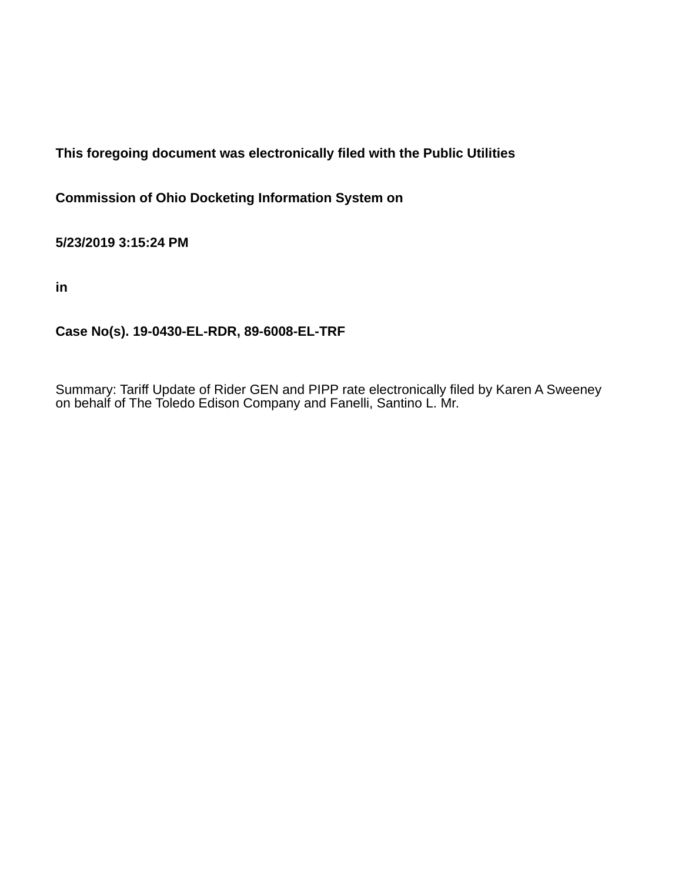**This foregoing document was electronically filed with the Public Utilities**

**Commission of Ohio Docketing Information System on**

**5/23/2019 3:15:24 PM**

**in**

**Case No(s). 19-0430-EL-RDR, 89-6008-EL-TRF**

Summary: Tariff Update of Rider GEN and PIPP rate electronically filed by Karen A Sweeney on behalf of The Toledo Edison Company and Fanelli, Santino L. Mr.